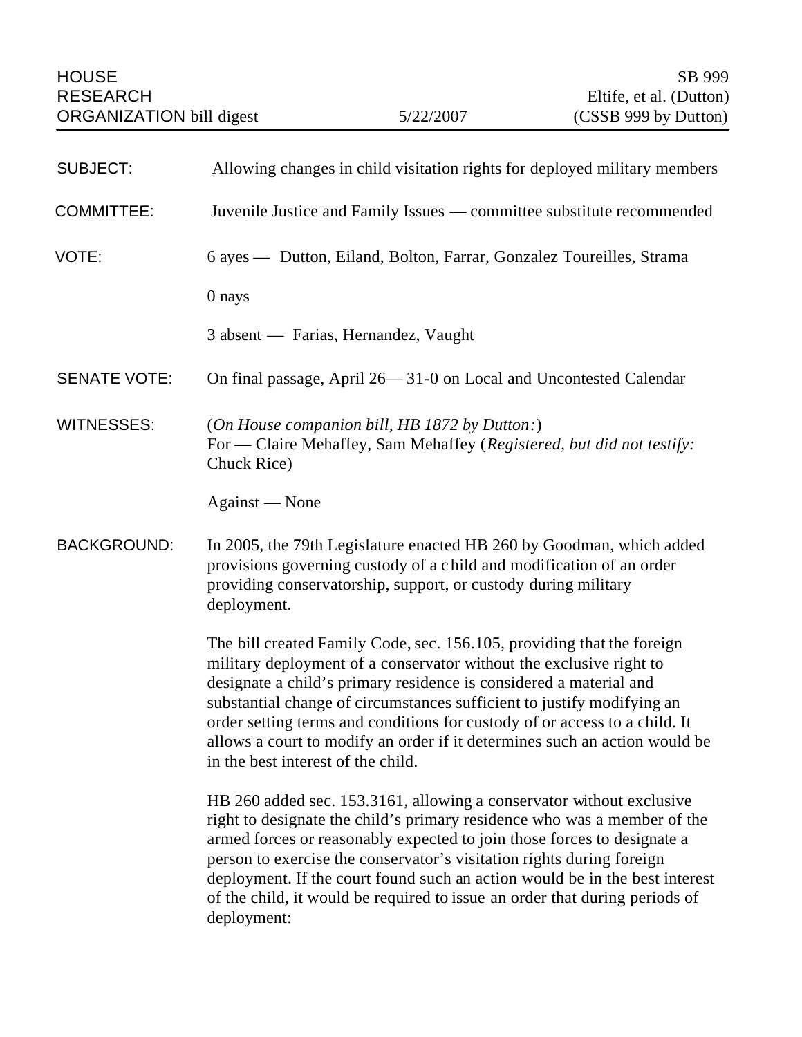HOUSE RESEARCH ORGANIZATION bill digest | 5/22/2007 | SB 999 Eltife, et al. (Dutton) (CSSB 999 by Dutton)

**SUBJECT:** Allowing changes in child visitation rights for deployed military members

**COMMITTEE:** Juvenile Justice and Family Issues — committee substitute recommended

**VOTE:** 6 ayes — Dutton, Eiland, Bolton, Farrar, Gonzalez Toureilles, Strama

0 nays

3 absent — Farias, Hernandez, Vaught

**SENATE VOTE:** On final passage, April 26— 31-0 on Local and Uncontested Calendar

**WITNESSES:** (*On House companion bill, HB 1872 by Dutton:*)
For — Claire Mehaffey, Sam Mehaffey (*Registered, but did not testify:* Chuck Rice)

Against — None

**BACKGROUND:** In 2005, the 79th Legislature enacted HB 260 by Goodman, which added provisions governing custody of a child and modification of an order providing conservatorship, support, or custody during military deployment.

The bill created Family Code, sec. 156.105, providing that the foreign military deployment of a conservator without the exclusive right to designate a child's primary residence is considered a material and substantial change of circumstances sufficient to justify modifying an order setting terms and conditions for custody of or access to a child. It allows a court to modify an order if it determines such an action would be in the best interest of the child.

HB 260 added sec. 153.3161, allowing a conservator without exclusive right to designate the child's primary residence who was a member of the armed forces or reasonably expected to join those forces to designate a person to exercise the conservator's visitation rights during foreign deployment. If the court found such an action would be in the best interest of the child, it would be required to issue an order that during periods of deployment: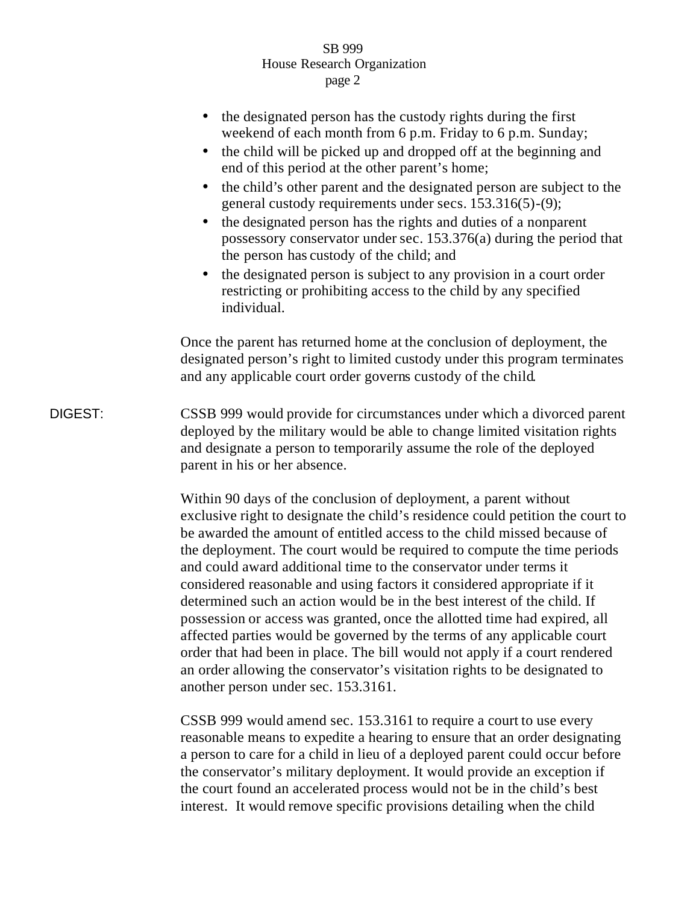- the designated person has the custody rights during the first weekend of each month from 6 p.m. Friday to 6 p.m. Sunday;
- the child will be picked up and dropped off at the beginning and end of this period at the other parent's home;
- the child's other parent and the designated person are subject to the general custody requirements under secs. 153.316(5)-(9);
- the designated person has the rights and duties of a nonparent possessory conservator under sec. 153.376(a) during the period that the person has custody of the child; and
- the designated person is subject to any provision in a court order restricting or prohibiting access to the child by any specified individual.

Once the parent has returned home at the conclusion of deployment, the designated person's right to limited custody under this program terminates and any applicable court order governs custody of the child.

DIGEST: CSSB 999 would provide for circumstances under which a divorced parent deployed by the military would be able to change limited visitation rights and designate a person to temporarily assume the role of the deployed parent in his or her absence.

Within 90 days of the conclusion of deployment, a parent without exclusive right to designate the child's residence could petition the court to be awarded the amount of entitled access to the child missed because of the deployment. The court would be required to compute the time periods and could award additional time to the conservator under terms it considered reasonable and using factors it considered appropriate if it determined such an action would be in the best interest of the child. If possession or access was granted, once the allotted time had expired, all affected parties would be governed by the terms of any applicable court order that had been in place. The bill would not apply if a court rendered an order allowing the conservator's visitation rights to be designated to another person under sec. 153.3161.

CSSB 999 would amend sec. 153.3161 to require a court to use every reasonable means to expedite a hearing to ensure that an order designating a person to care for a child in lieu of a deployed parent could occur before the conservator's military deployment. It would provide an exception if the court found an accelerated process would not be in the child's best interest. It would remove specific provisions detailing when the child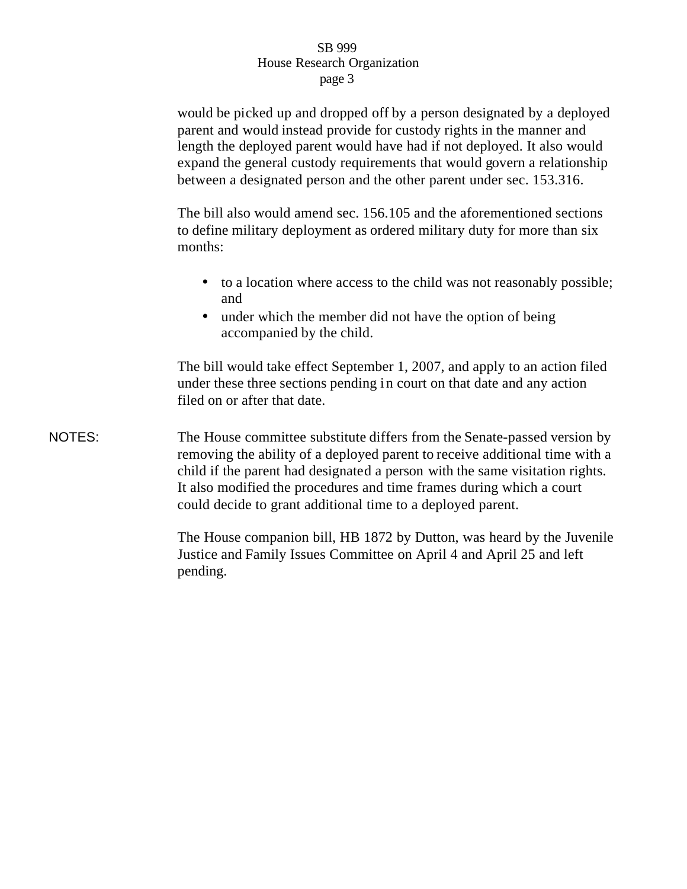would be picked up and dropped off by a person designated by a deployed parent and would instead provide for custody rights in the manner and length the deployed parent would have had if not deployed. It also would expand the general custody requirements that would govern a relationship between a designated person and the other parent under sec. 153.316.

The bill also would amend sec. 156.105 and the aforementioned sections to define military deployment as ordered military duty for more than six months:

- to a location where access to the child was not reasonably possible; and
- under which the member did not have the option of being accompanied by the child.

The bill would take effect September 1, 2007, and apply to an action filed under these three sections pending in court on that date and any action filed on or after that date.

NOTES: The House committee substitute differs from the Senate-passed version by removing the ability of a deployed parent to receive additional time with a child if the parent had designated a person with the same visitation rights. It also modified the procedures and time frames during which a court could decide to grant additional time to a deployed parent.

The House companion bill, HB 1872 by Dutton, was heard by the Juvenile Justice and Family Issues Committee on April 4 and April 25 and left pending.